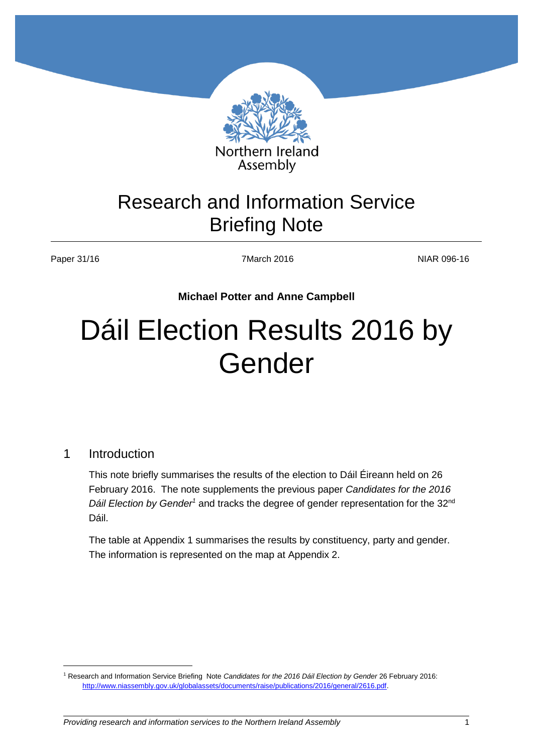Northern Ireland Assembly

# Research and Information Service Briefing Note

Paper 31/16 | 7March 2016 | NIAR 096-16

**Michael Potter and Anne Campbell**

# Dáil Election Results 2016 by Gender

## 1 Introduction

This note briefly summarises the results of the election to Dáil Éireann held on 26 February 2016. The note supplements the previous paper *Candidates for the 2016 Dáil Election by Gender*[1] and tracks the degree of gender representation for the 32nd Dáil.

The table at Appendix 1 summarises the results by constituency, party and gender. The information is represented on the map at Appendix 2.

---

[1] Research and Information Service Briefing Note *Candidates for the 2016 Dáil Election by Gender* 26 February 2016: http://www.niassembly.gov.uk/globalassets/documents/raise/publications/2016/general/2616.pdf.

*Providing research and information services to the Northern Ireland Assembly*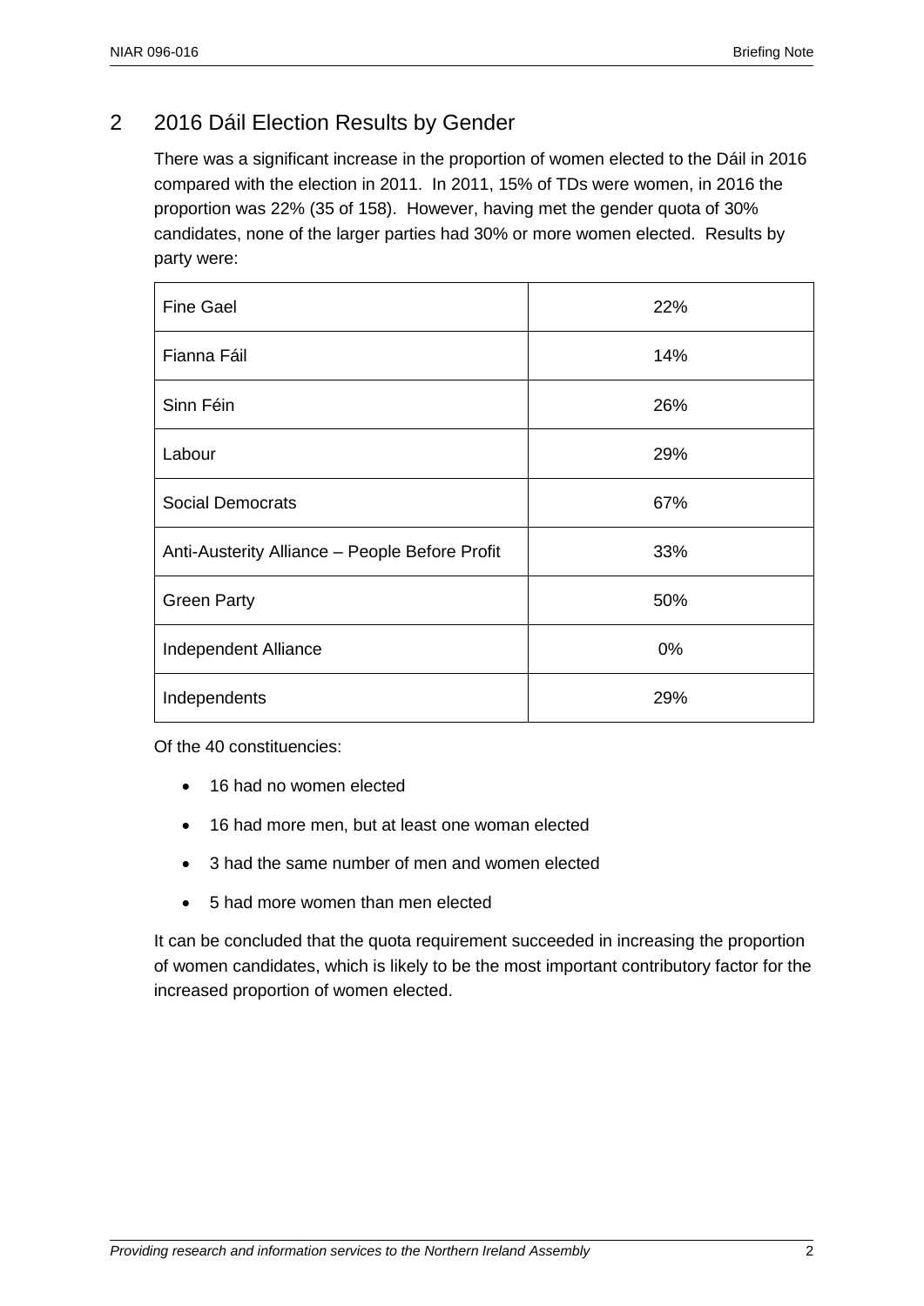## 2 2016 Dáil Election Results by Gender

There was a significant increase in the proportion of women elected to the Dáil in 2016 compared with the election in 2011. In 2011, 15% of TDs were women, in 2016 the proportion was 22% (35 of 158). However, having met the gender quota of 30% candidates, none of the larger parties had 30% or more women elected. Results by party were:

| | |
|---|---|
| Fine Gael | 22% |
| Fianna Fáil | 14% |
| Sinn Féin | 26% |
| Labour | 29% |
| Social Democrats | 67% |
| Anti-Austerity Alliance – People Before Profit | 33% |
| Green Party | 50% |
| Independent Alliance | 0% |
| Independents | 29% |

Of the 40 constituencies:

- 16 had no women elected
- 16 had more men, but at least one woman elected
- 3 had the same number of men and women elected
- 5 had more women than men elected

It can be concluded that the quota requirement succeeded in increasing the proportion of women candidates, which is likely to be the most important contributory factor for the increased proportion of women elected.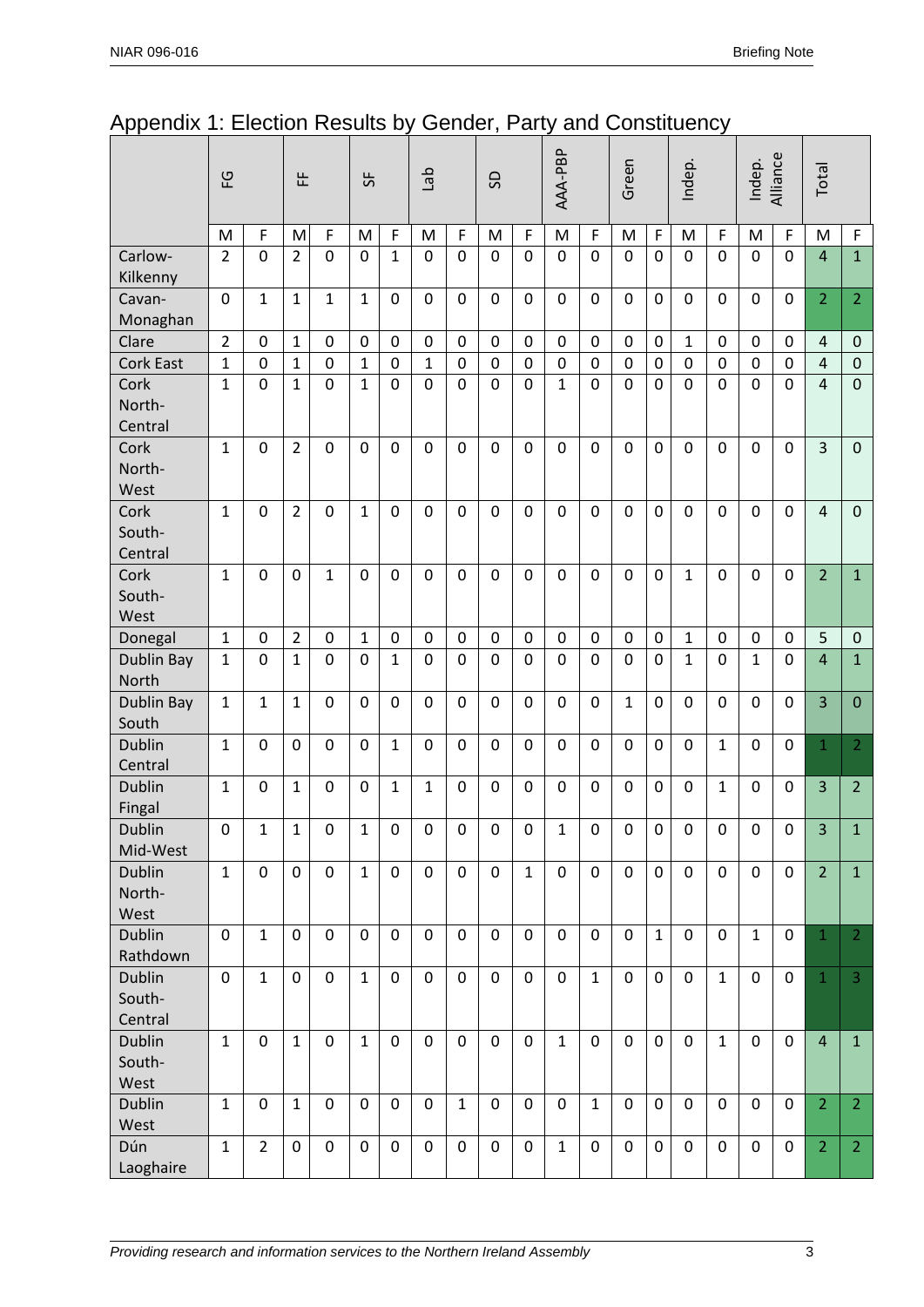## Appendix 1: Election Results by Gender, Party and Constituency

| | FG | | FF | | SF | | Lab | | SD | | AAA-PBP | | Green | | Indep. | | Indep. Alliance | | Total | |
|---|---|---|---|---|---|---|---|---|---|---|---|---|---|---|---|---|---|---|---|---|
| | M | F | M | F | M | F | M | F | M | F | M | F | M | F | M | F | M | F | M | F |
| Carlow-Kilkenny | 2 | 0 | 2 | 0 | 0 | 1 | 0 | 0 | 0 | 0 | 0 | 0 | 0 | 0 | 0 | 0 | 0 | 0 | 4 | 1 |
| Cavan-Monaghan | 0 | 1 | 1 | 1 | 1 | 0 | 0 | 0 | 0 | 0 | 0 | 0 | 0 | 0 | 0 | 0 | 0 | 0 | 2 | 2 |
| Clare | 2 | 0 | 1 | 0 | 0 | 0 | 0 | 0 | 0 | 0 | 0 | 0 | 0 | 0 | 1 | 0 | 0 | 0 | 4 | 0 |
| Cork East | 1 | 0 | 1 | 0 | 1 | 0 | 1 | 0 | 0 | 0 | 0 | 0 | 0 | 0 | 0 | 0 | 0 | 0 | 4 | 0 |
| Cork North-Central | 1 | 0 | 1 | 0 | 1 | 0 | 0 | 0 | 0 | 0 | 1 | 0 | 0 | 0 | 0 | 0 | 0 | 0 | 4 | 0 |
| Cork North-West | 1 | 0 | 2 | 0 | 0 | 0 | 0 | 0 | 0 | 0 | 0 | 0 | 0 | 0 | 0 | 0 | 0 | 0 | 3 | 0 |
| Cork South-Central | 1 | 0 | 2 | 0 | 1 | 0 | 0 | 0 | 0 | 0 | 0 | 0 | 0 | 0 | 0 | 0 | 0 | 0 | 4 | 0 |
| Cork South-West | 1 | 0 | 0 | 1 | 0 | 0 | 0 | 0 | 0 | 0 | 0 | 0 | 0 | 0 | 1 | 0 | 0 | 0 | 2 | 1 |
| Donegal | 1 | 0 | 2 | 0 | 1 | 0 | 0 | 0 | 0 | 0 | 0 | 0 | 0 | 0 | 1 | 0 | 0 | 0 | 5 | 0 |
| Dublin Bay North | 1 | 0 | 1 | 0 | 0 | 1 | 0 | 0 | 0 | 0 | 0 | 0 | 0 | 0 | 1 | 0 | 1 | 0 | 4 | 1 |
| Dublin Bay South | 1 | 1 | 1 | 0 | 0 | 0 | 0 | 0 | 0 | 0 | 0 | 0 | 1 | 0 | 0 | 0 | 0 | 0 | 3 | 0 |
| Dublin Central | 1 | 0 | 0 | 0 | 0 | 1 | 0 | 0 | 0 | 0 | 0 | 0 | 0 | 0 | 0 | 1 | 0 | 0 | 1 | 2 |
| Dublin Fingal | 1 | 0 | 1 | 0 | 0 | 1 | 1 | 0 | 0 | 0 | 0 | 0 | 0 | 0 | 0 | 1 | 0 | 0 | 3 | 2 |
| Dublin Mid-West | 0 | 1 | 1 | 0 | 1 | 0 | 0 | 0 | 0 | 0 | 1 | 0 | 0 | 0 | 0 | 0 | 0 | 0 | 3 | 1 |
| Dublin North-West | 1 | 0 | 0 | 0 | 1 | 0 | 0 | 0 | 0 | 1 | 0 | 0 | 0 | 0 | 0 | 0 | 0 | 0 | 2 | 1 |
| Dublin Rathdown | 0 | 1 | 0 | 0 | 0 | 0 | 0 | 0 | 0 | 0 | 0 | 0 | 0 | 1 | 0 | 0 | 1 | 0 | 1 | 2 |
| Dublin South-Central | 0 | 1 | 0 | 0 | 1 | 0 | 0 | 0 | 0 | 0 | 0 | 1 | 0 | 0 | 0 | 1 | 0 | 0 | 1 | 3 |
| Dublin South-West | 1 | 0 | 1 | 0 | 1 | 0 | 0 | 0 | 0 | 0 | 1 | 0 | 0 | 0 | 0 | 1 | 0 | 0 | 4 | 1 |
| Dublin West | 1 | 0 | 1 | 0 | 0 | 0 | 0 | 1 | 0 | 0 | 0 | 1 | 0 | 0 | 0 | 0 | 0 | 0 | 2 | 2 |
| Dún Laoghaire | 1 | 2 | 0 | 0 | 0 | 0 | 0 | 0 | 0 | 0 | 1 | 0 | 0 | 0 | 0 | 0 | 0 | 0 | 2 | 2 |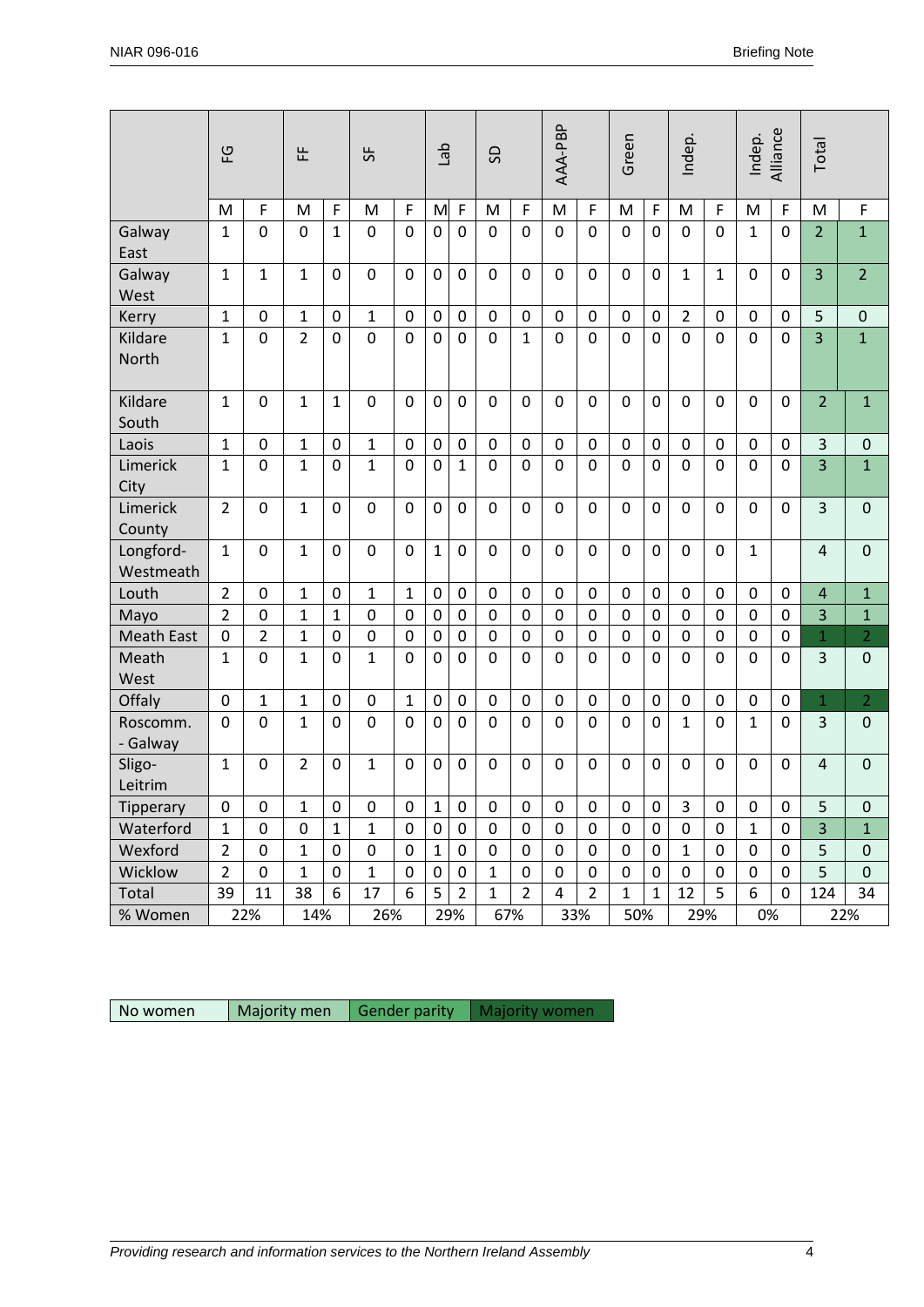| | FG | | FF | | SF | | Lab | | SD | | AAA-PBP | | Green | | Indep. | | Indep. Alliance | | Total | |
|---|---|---|---|---|---|---|---|---|---|---|---|---|---|---|---|---|---|---|---|---|
| | M | F | M | F | M | F | M | F | M | F | M | F | M | F | M | F | M | F | M | F |
| Galway East | 1 | 0 | 0 | 1 | 0 | 0 | 0 | 0 | 0 | 0 | 0 | 0 | 0 | 0 | 0 | 0 | 1 | 0 | 2 | 1 |
| Galway West | 1 | 1 | 1 | 0 | 0 | 0 | 0 | 0 | 0 | 0 | 0 | 0 | 0 | 0 | 1 | 1 | 0 | 0 | 3 | 2 |
| Kerry | 1 | 0 | 1 | 0 | 1 | 0 | 0 | 0 | 0 | 0 | 0 | 0 | 0 | 0 | 2 | 0 | 0 | 0 | 5 | 0 |
| Kildare North | 1 | 0 | 2 | 0 | 0 | 0 | 0 | 0 | 0 | 1 | 0 | 0 | 0 | 0 | 0 | 0 | 0 | 0 | 3 | 1 |
| Kildare South | 1 | 0 | 1 | 1 | 0 | 0 | 0 | 0 | 0 | 0 | 0 | 0 | 0 | 0 | 0 | 0 | 0 | 0 | 2 | 1 |
| Laois | 1 | 0 | 1 | 0 | 1 | 0 | 0 | 0 | 0 | 0 | 0 | 0 | 0 | 0 | 0 | 0 | 0 | 0 | 3 | 0 |
| Limerick City | 1 | 0 | 1 | 0 | 1 | 0 | 0 | 1 | 0 | 0 | 0 | 0 | 0 | 0 | 0 | 0 | 0 | 0 | 3 | 1 |
| Limerick County | 2 | 0 | 1 | 0 | 0 | 0 | 0 | 0 | 0 | 0 | 0 | 0 | 0 | 0 | 0 | 0 | 0 | 0 | 3 | 0 |
| Longford-Westmeath | 1 | 0 | 1 | 0 | 0 | 0 | 1 | 0 | 0 | 0 | 0 | 0 | 0 | 0 | 0 | 0 | 1 | | 4 | 0 |
| Louth | 2 | 0 | 1 | 0 | 1 | 1 | 0 | 0 | 0 | 0 | 0 | 0 | 0 | 0 | 0 | 0 | 0 | 0 | 4 | 1 |
| Mayo | 2 | 0 | 1 | 1 | 0 | 0 | 0 | 0 | 0 | 0 | 0 | 0 | 0 | 0 | 0 | 0 | 0 | 0 | 3 | 1 |
| Meath East | 0 | 2 | 1 | 0 | 0 | 0 | 0 | 0 | 0 | 0 | 0 | 0 | 0 | 0 | 0 | 0 | 0 | 0 | 1 | 2 |
| Meath West | 1 | 0 | 1 | 0 | 1 | 0 | 0 | 0 | 0 | 0 | 0 | 0 | 0 | 0 | 0 | 0 | 0 | 0 | 3 | 0 |
| Offaly | 0 | 1 | 1 | 0 | 0 | 1 | 0 | 0 | 0 | 0 | 0 | 0 | 0 | 0 | 0 | 0 | 0 | 0 | 1 | 2 |
| Roscomm. - Galway | 0 | 0 | 1 | 0 | 0 | 0 | 0 | 0 | 0 | 0 | 0 | 0 | 0 | 0 | 1 | 0 | 1 | 0 | 3 | 0 |
| Sligo-Leitrim | 1 | 0 | 2 | 0 | 1 | 0 | 0 | 0 | 0 | 0 | 0 | 0 | 0 | 0 | 0 | 0 | 0 | 0 | 4 | 0 |
| Tipperary | 0 | 0 | 1 | 0 | 0 | 0 | 1 | 0 | 0 | 0 | 0 | 0 | 0 | 0 | 3 | 0 | 0 | 0 | 5 | 0 |
| Waterford | 1 | 0 | 0 | 1 | 1 | 0 | 0 | 0 | 0 | 0 | 0 | 0 | 0 | 0 | 0 | 0 | 1 | 0 | 3 | 1 |
| Wexford | 2 | 0 | 1 | 0 | 0 | 0 | 1 | 0 | 0 | 0 | 0 | 0 | 0 | 0 | 1 | 0 | 0 | 0 | 5 | 0 |
| Wicklow | 2 | 0 | 1 | 0 | 1 | 0 | 0 | 0 | 1 | 0 | 0 | 0 | 0 | 0 | 0 | 0 | 0 | 0 | 5 | 0 |
| Total | 39 | 11 | 38 | 6 | 17 | 6 | 5 | 2 | 1 | 2 | 4 | 2 | 1 | 1 | 12 | 5 | 6 | 0 | 124 | 34 |
| % Women | 22% | | 14% | | 26% | | 29% | | 67% | | 33% | | 50% | | 29% | | 0% | | 22% | |

| No women | Majority men | Gender parity | Majority women |
|---|---|---|---|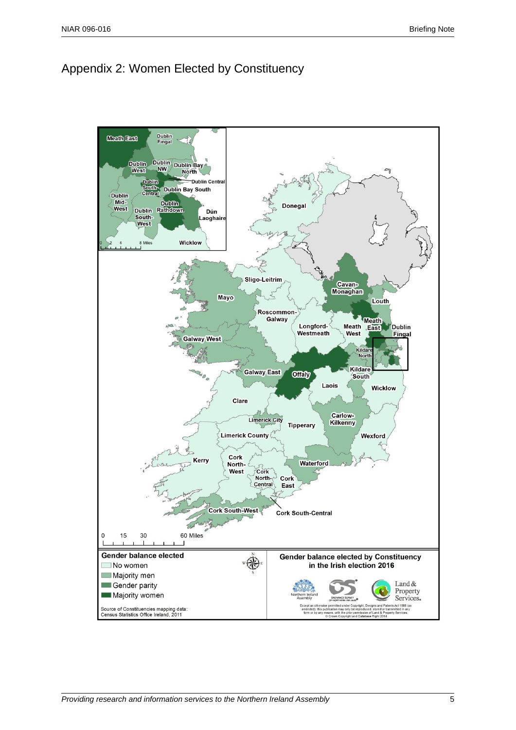# Appendix 2: Women Elected by Constituency

Meath East
Dublin Fingal
Dublin West
Dublin NW
Dublin Bay North
Dublin Central
Dublin South-Central
Dublin Bay South
Dublin Mid-West
Dublin Rathdown
Dún Laoghaire
Dublin South-West
Wicklow
0 2 4 8 Miles

Donegal
Sligo-Leitrim
Cavan-Monaghan
Louth
Mayo
Roscommon-Galway
Longford-Westmeath
Meath West
Meath East
Dublin Fingal
Galway West
Kildare North
Galway East
Offaly
Kildare South
Laois
Wicklow
Clare
Carlow-Kilkenny
Limerick City
Tipperary
Limerick County
Wexford
Kerry
Cork North-West
Waterford
Cork North-Central
Cork East
Cork South-West
Cork South-Central

0 15 30 60 Miles

**Gender balance elected**
No women
Majority men
Gender parity
Majority women

Source of Constituencies mapping data: Census Statistics Office Ireland, 2011

**Gender balance elected by Constituency in the Irish election 2016**

Northern Ireland Assembly
Ordnance Survey of Northern Ireland
Land & Property Services.

Except as otherwise permitted under Copyright, Designs and Patents Act 1988 (as amended), this publication may only be reproduced, stored or transmitted in any form or by any means, with the prior permission of Land & Property Services. © Crown Copyright and Database Right 2014